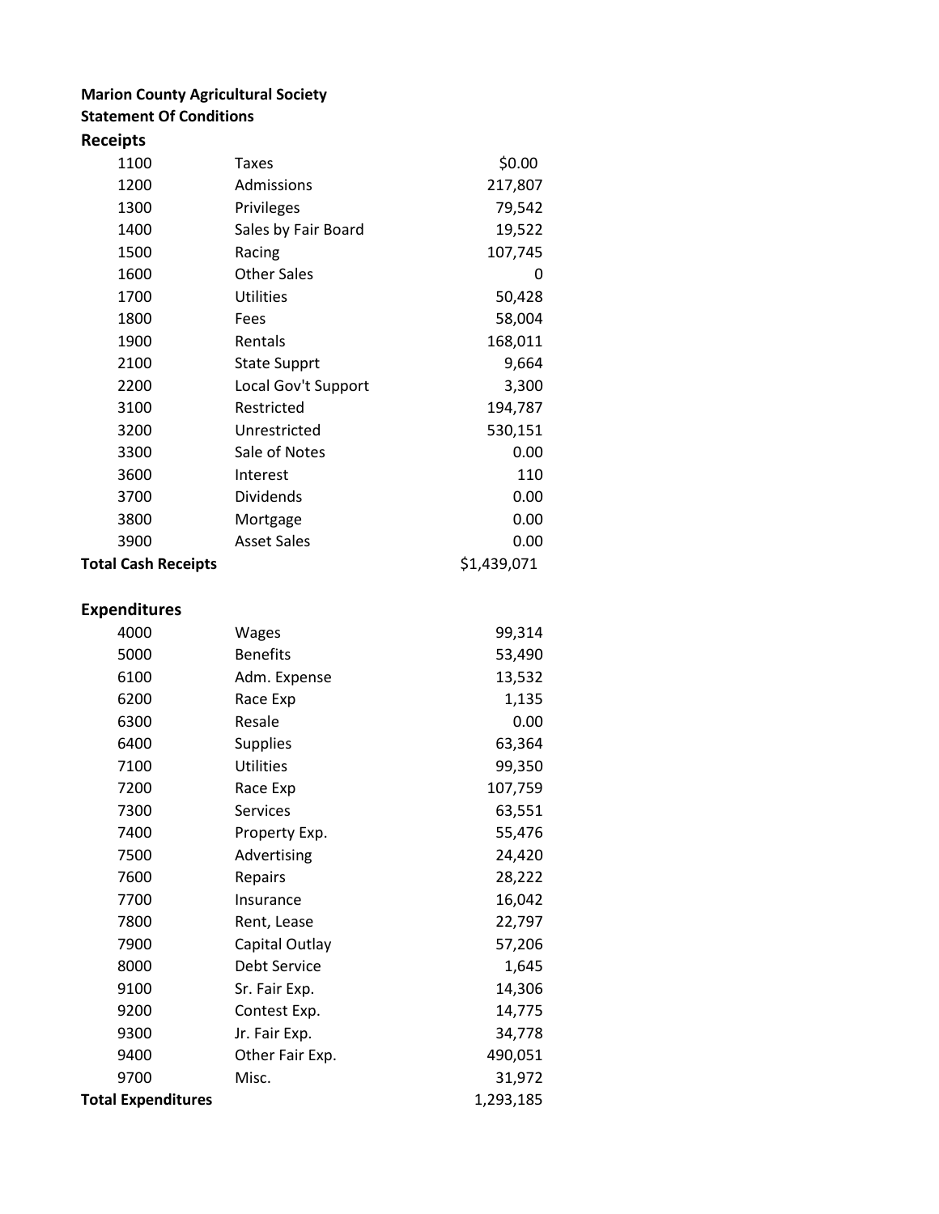**Marion County Agricultural Society**

**Statement Of Conditions**

## Receipts

| | | |
|---|---|---|
| 1100 | Taxes | $0.00 |
| 1200 | Admissions | 217,807 |
| 1300 | Privileges | 79,542 |
| 1400 | Sales by Fair Board | 19,522 |
| 1500 | Racing | 107,745 |
| 1600 | Other Sales | 0 |
| 1700 | Utilities | 50,428 |
| 1800 | Fees | 58,004 |
| 1900 | Rentals | 168,011 |
| 2100 | State Supprt | 9,664 |
| 2200 | Local Gov't Support | 3,300 |
| 3100 | Restricted | 194,787 |
| 3200 | Unrestricted | 530,151 |
| 3300 | Sale of Notes | 0.00 |
| 3600 | Interest | 110 |
| 3700 | Dividends | 0.00 |
| 3800 | Mortgage | 0.00 |
| 3900 | Asset Sales | 0.00 |
| **Total Cash Receipts** | | $1,439,071 |

## Expenditures

| | | |
|---|---|---|
| 4000 | Wages | 99,314 |
| 5000 | Benefits | 53,490 |
| 6100 | Adm. Expense | 13,532 |
| 6200 | Race Exp | 1,135 |
| 6300 | Resale | 0.00 |
| 6400 | Supplies | 63,364 |
| 7100 | Utilities | 99,350 |
| 7200 | Race Exp | 107,759 |
| 7300 | Services | 63,551 |
| 7400 | Property Exp. | 55,476 |
| 7500 | Advertising | 24,420 |
| 7600 | Repairs | 28,222 |
| 7700 | Insurance | 16,042 |
| 7800 | Rent, Lease | 22,797 |
| 7900 | Capital Outlay | 57,206 |
| 8000 | Debt Service | 1,645 |
| 9100 | Sr. Fair Exp. | 14,306 |
| 9200 | Contest Exp. | 14,775 |
| 9300 | Jr. Fair Exp. | 34,778 |
| 9400 | Other Fair Exp. | 490,051 |
| 9700 | Misc. | 31,972 |
| **Total Expenditures** | | 1,293,185 |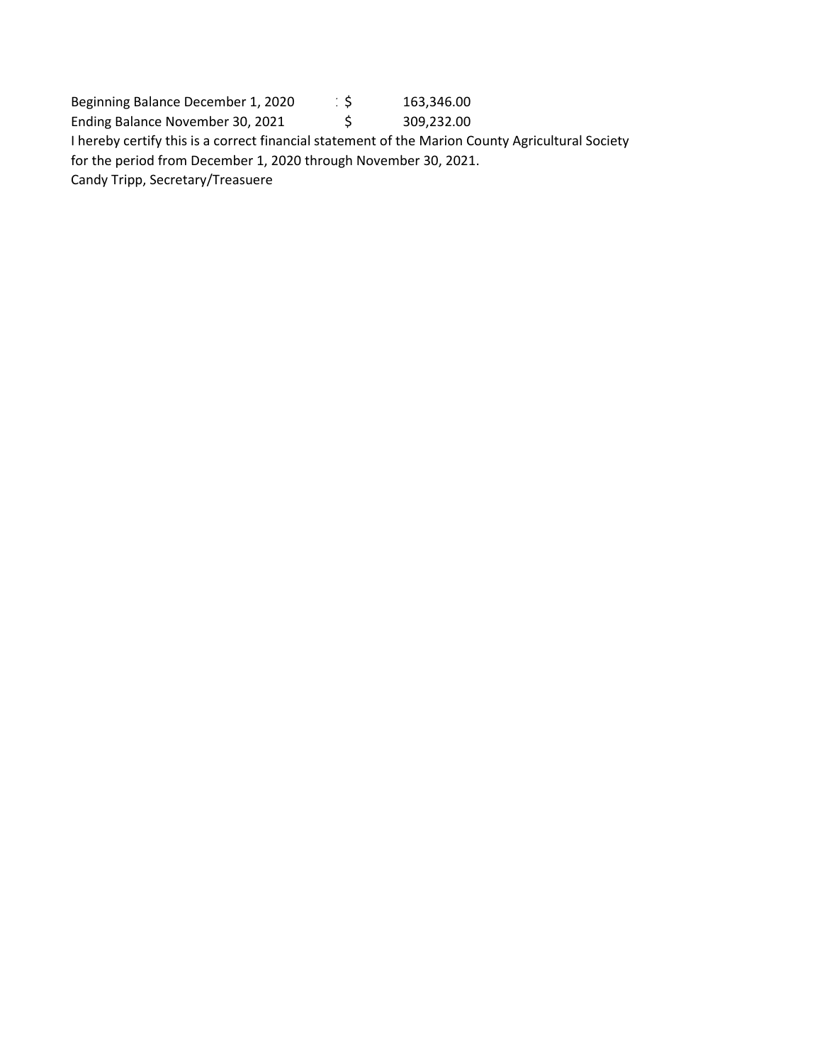| | | |
|---|---|---|
| Beginning Balance December 1, 2020 | $ | 163,346.00 |
| Ending Balance November 30, 2021 | $ | 309,232.00 |

I hereby certify this is a correct financial statement of the Marion County Agricultural Society for the period from December 1, 2020 through November 30, 2021.

Candy Tripp, Secretary/Treasuere